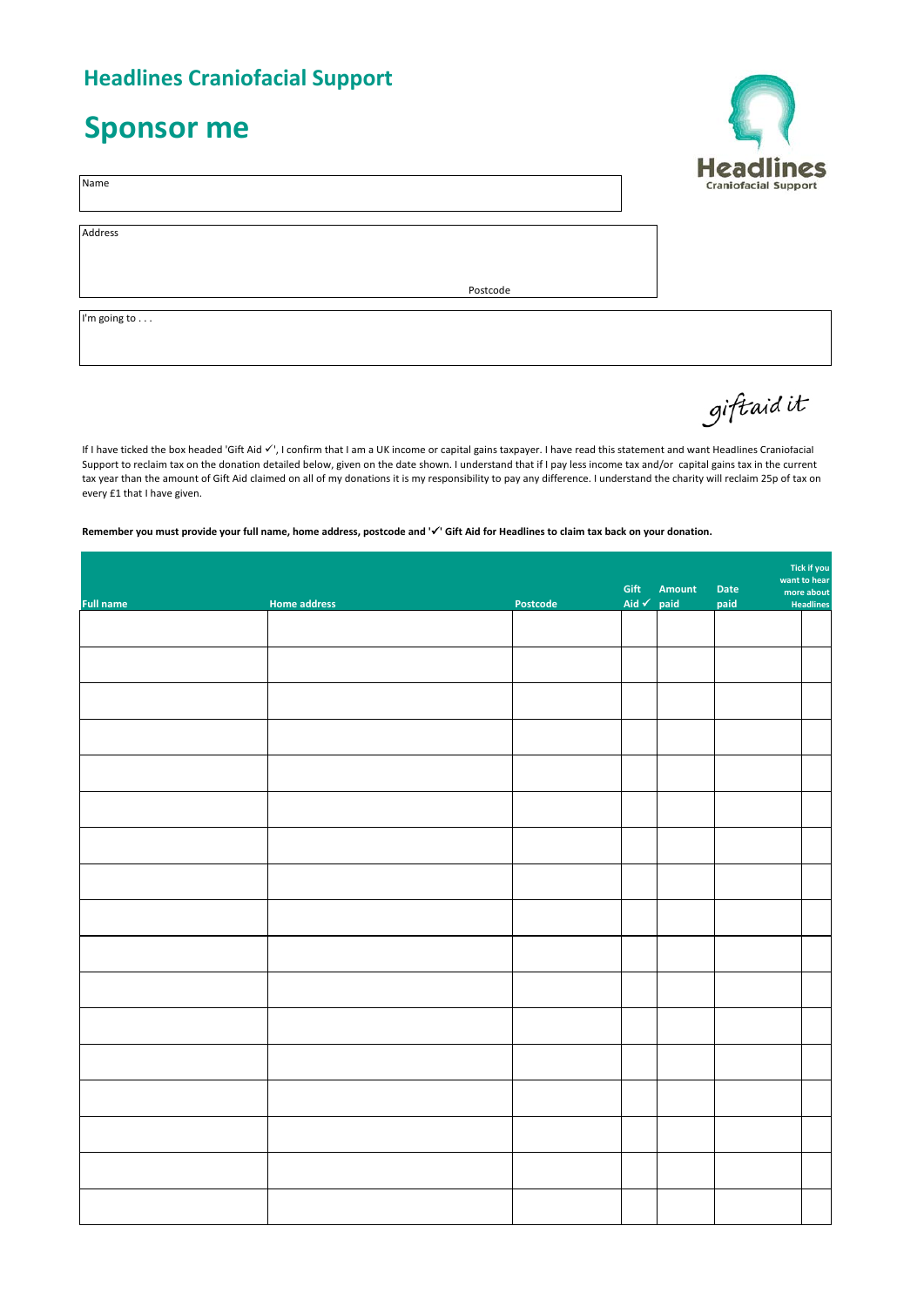# Headlines Craniofacial Support

# Sponsor me

Headlines
Craniofacial Support

| Name |
|---|
| |

| Address |
|---|
| Postcode |

| I'm going to . . . |
|---|
| |

giftaid it

If I have ticked the box headed 'Gift Aid ✓', I confirm that I am a UK income or capital gains taxpayer. I have read this statement and want Headlines Craniofacial Support to reclaim tax on the donation detailed below, given on the date shown. I understand that if I pay less income tax and/or capital gains tax in the current tax year than the amount of Gift Aid claimed on all of my donations it is my responsibility to pay any difference. I understand the charity will reclaim 25p of tax on every £1 that I have given.

**Remember you must provide your full name, home address, postcode and '✓' Gift Aid for Headlines to claim tax back on your donation.**

| Full name | Home address | Postcode | Gift Aid ✓ | Amount paid | Date paid | Tick if you want to hear more about Headlines |
|---|---|---|---|---|---|---|
| | | | | | | |
| | | | | | | |
| | | | | | | |
| | | | | | | |
| | | | | | | |
| | | | | | | |
| | | | | | | |
| | | | | | | |
| | | | | | | |
| | | | | | | |
| | | | | | | |
| | | | | | | |
| | | | | | | |
| | | | | | | |
| | | | | | | |
| | | | | | | |
| | | | | | | |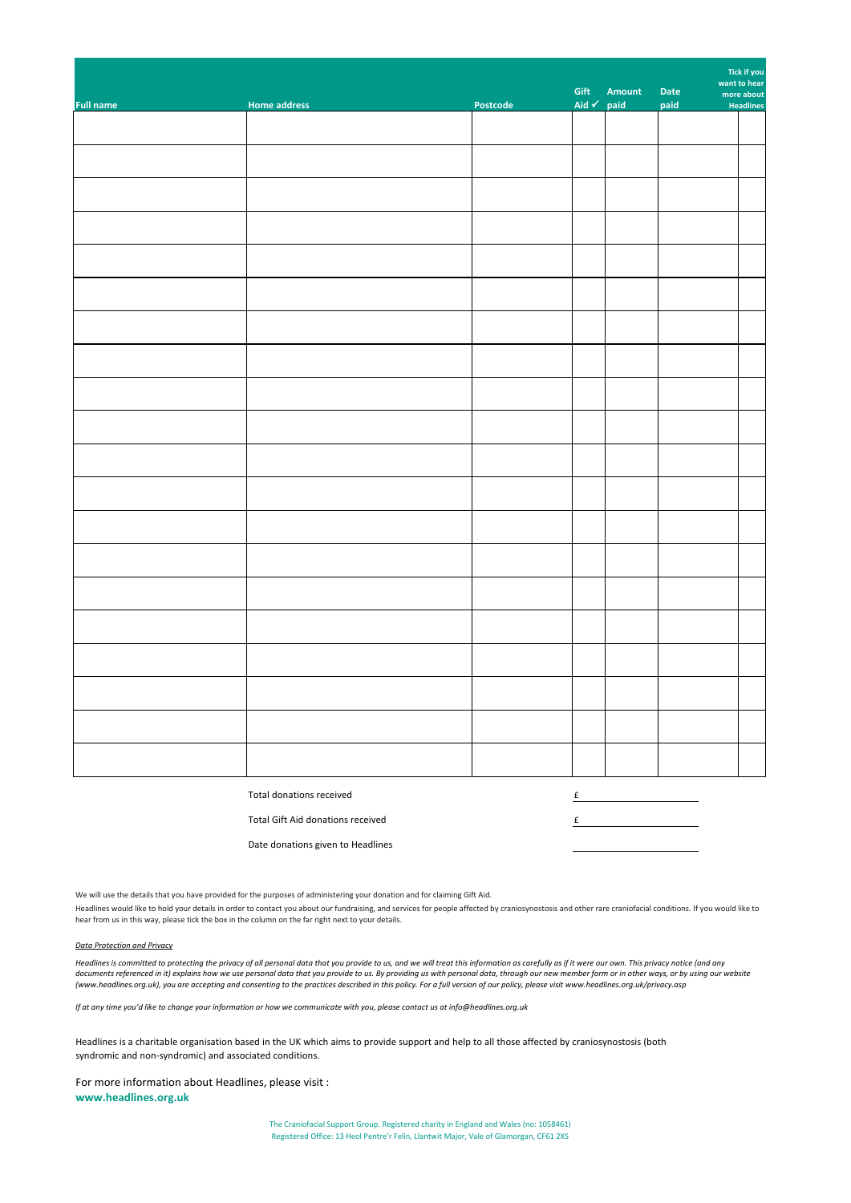| Full name | Home address | Postcode | Gift Aid ✓ | Amount paid | Date paid | Tick if you want to hear more about Headlines |
|---|---|---|---|---|---|---|
| | | | | | | |
| | | | | | | |
| | | | | | | |
| | | | | | | |
| | | | | | | |
| | | | | | | |
| | | | | | | |
| | | | | | | |
| | | | | | | |
| | | | | | | |
| | | | | | | |
| | | | | | | |
| | | | | | | |
| | | | | | | |
| | | | | | | |
| | | | | | | |
| | | | | | | |
| | | | | | | |
| | | | | | | |
| | | | | | | |

Total donations received £ ____________________

Total Gift Aid donations received £ ____________________

Date donations given to Headlines ____________________

We will use the details that you have provided for the purposes of administering your donation and for claiming Gift Aid.

Headlines would like to hold your details in order to contact you about our fundraising, and services for people affected by craniosynostosis and other rare craniofacial conditions. If you would like to hear from us in this way, please tick the box in the column on the far right next to your details.

*Data Protection and Privacy*

*Headlines is committed to protecting the privacy of all personal data that you provide to us, and we will treat this information as carefully as if it were our own. This privacy notice (and any documents referenced in it) explains how we use personal data that you provide to us. By providing us with personal data, through our new member form or in other ways, or by using our website (www.headlines.org.uk), you are accepting and consenting to the practices described in this policy. For a full version of our policy, please visit www.headlines.org.uk/privacy.asp*

*If at any time you'd like to change your information or how we communicate with you, please contact us at info@headlines.org.uk*

Headlines is a charitable organisation based in the UK which aims to provide support and help to all those affected by craniosynostosis (both syndromic and non-syndromic) and associated conditions.

For more information about Headlines, please visit :
**www.headlines.org.uk**

The Craniofacial Support Group. Registered charity in England and Wales (no: 1058461)
Registered Office: 13 Heol Pentre'r Felin, Llantwit Major, Vale of Glamorgan, CF61 2XS